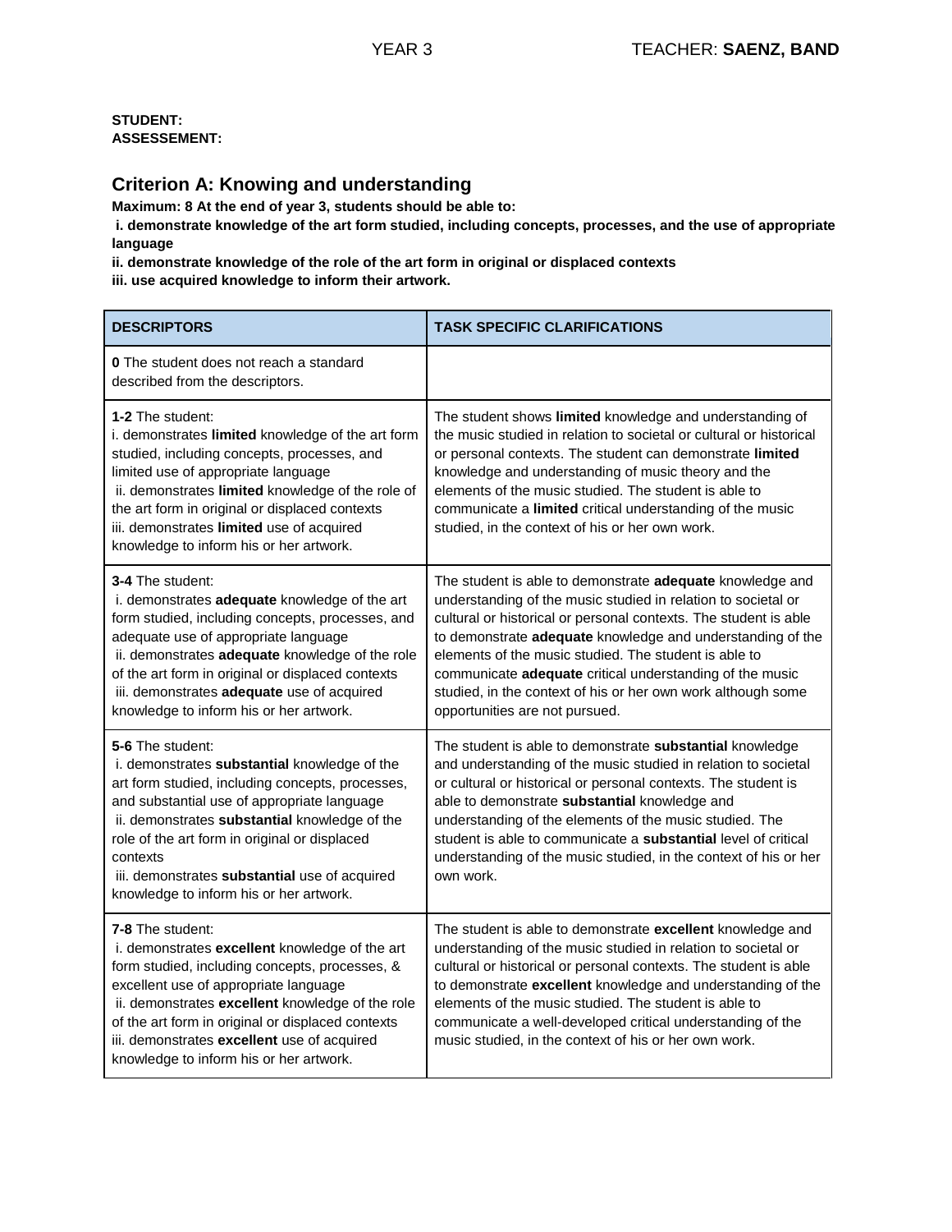YEAR 3 TEACHER: **SAENZ, BAND**

**STUDENT:**
**ASSESSEMENT:**

## Criterion A: Knowing and understanding

**Maximum: 8 At the end of year 3, students should be able to:**

**i. demonstrate knowledge of the art form studied, including concepts, processes, and the use of appropriate language**

**ii. demonstrate knowledge of the role of the art form in original or displaced contexts**

**iii. use acquired knowledge to inform their artwork.**

| DESCRIPTORS | TASK SPECIFIC CLARIFICATIONS |
|---|---|
| **0** The student does not reach a standard described from the descriptors. | |
| **1-2** The student:<br>i. demonstrates **limited** knowledge of the art form studied, including concepts, processes, and limited use of appropriate language<br>ii. demonstrates **limited** knowledge of the role of the art form in original or displaced contexts<br>iii. demonstrates **limited** use of acquired knowledge to inform his or her artwork. | The student shows **limited** knowledge and understanding of the music studied in relation to societal or cultural or historical or personal contexts. The student can demonstrate **limited** knowledge and understanding of music theory and the elements of the music studied. The student is able to communicate a **limited** critical understanding of the music studied, in the context of his or her own work. |
| **3-4** The student:<br>i. demonstrates **adequate** knowledge of the art form studied, including concepts, processes, and adequate use of appropriate language<br>ii. demonstrates **adequate** knowledge of the role of the art form in original or displaced contexts<br>iii. demonstrates **adequate** use of acquired knowledge to inform his or her artwork. | The student is able to demonstrate **adequate** knowledge and understanding of the music studied in relation to societal or cultural or historical or personal contexts. The student is able to demonstrate **adequate** knowledge and understanding of the elements of the music studied. The student is able to communicate **adequate** critical understanding of the music studied, in the context of his or her own work although some opportunities are not pursued. |
| **5-6** The student:<br>i. demonstrates **substantial** knowledge of the art form studied, including concepts, processes, and substantial use of appropriate language<br>ii. demonstrates **substantial** knowledge of the role of the art form in original or displaced contexts<br>iii. demonstrates **substantial** use of acquired knowledge to inform his or her artwork. | The student is able to demonstrate **substantial** knowledge and understanding of the music studied in relation to societal or cultural or historical or personal contexts. The student is able to demonstrate **substantial** knowledge and understanding of the elements of the music studied. The student is able to communicate a **substantial** level of critical understanding of the music studied, in the context of his or her own work. |
| **7-8** The student:<br>i. demonstrates **excellent** knowledge of the art form studied, including concepts, processes, & excellent use of appropriate language<br>ii. demonstrates **excellent** knowledge of the role of the art form in original or displaced contexts<br>iii. demonstrates **excellent** use of acquired knowledge to inform his or her artwork. | The student is able to demonstrate **excellent** knowledge and understanding of the music studied in relation to societal or cultural or historical or personal contexts. The student is able to demonstrate **excellent** knowledge and understanding of the elements of the music studied. The student is able to communicate a well-developed critical understanding of the music studied, in the context of his or her own work. |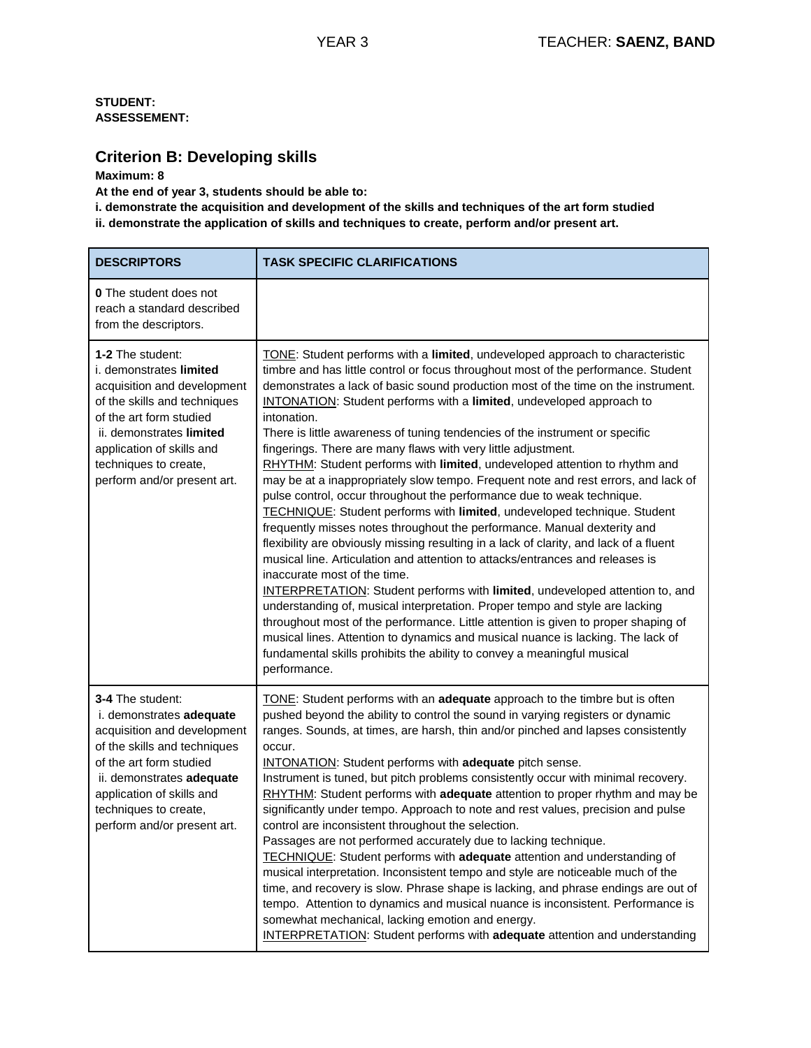YEAR 3 TEACHER: **SAENZ, BAND**

**STUDENT:**
**ASSESSEMENT:**

## Criterion B: Developing skills

**Maximum: 8**

**At the end of year 3, students should be able to:**

**i. demonstrate the acquisition and development of the skills and techniques of the art form studied**

**ii. demonstrate the application of skills and techniques to create, perform and/or present art.**

| DESCRIPTORS | TASK SPECIFIC CLARIFICATIONS |
|---|---|
| **0** The student does not reach a standard described from the descriptors. | |
| **1-2** The student:<br>i. demonstrates **limited** acquisition and development of the skills and techniques of the art form studied<br>ii. demonstrates **limited** application of skills and techniques to create, perform and/or present art. | TONE: Student performs with a **limited**, undeveloped approach to characteristic timbre and has little control or focus throughout most of the performance. Student demonstrates a lack of basic sound production most of the time on the instrument.<br>INTONATION: Student performs with a **limited**, undeveloped approach to intonation.<br>There is little awareness of tuning tendencies of the instrument or specific fingerings. There are many flaws with very little adjustment.<br>RHYTHM: Student performs with **limited**, undeveloped attention to rhythm and may be at a inappropriately slow tempo. Frequent note and rest errors, and lack of pulse control, occur throughout the performance due to weak technique.<br>TECHNIQUE: Student performs with **limited**, undeveloped technique. Student frequently misses notes throughout the performance. Manual dexterity and flexibility are obviously missing resulting in a lack of clarity, and lack of a fluent musical line. Articulation and attention to attacks/entrances and releases is inaccurate most of the time.<br>INTERPRETATION: Student performs with **limited**, undeveloped attention to, and understanding of, musical interpretation. Proper tempo and style are lacking throughout most of the performance. Little attention is given to proper shaping of musical lines. Attention to dynamics and musical nuance is lacking. The lack of fundamental skills prohibits the ability to convey a meaningful musical performance. |
| **3-4** The student:<br>i. demonstrates **adequate** acquisition and development of the skills and techniques of the art form studied<br>ii. demonstrates **adequate** application of skills and techniques to create, perform and/or present art. | TONE: Student performs with an **adequate** approach to the timbre but is often pushed beyond the ability to control the sound in varying registers or dynamic ranges. Sounds, at times, are harsh, thin and/or pinched and lapses consistently occur.<br>INTONATION: Student performs with **adequate** pitch sense.<br>Instrument is tuned, but pitch problems consistently occur with minimal recovery.<br>RHYTHM: Student performs with **adequate** attention to proper rhythm and may be significantly under tempo. Approach to note and rest values, precision and pulse control are inconsistent throughout the selection.<br>Passages are not performed accurately due to lacking technique.<br>TECHNIQUE: Student performs with **adequate** attention and understanding of musical interpretation. Inconsistent tempo and style are noticeable much of the time, and recovery is slow. Phrase shape is lacking, and phrase endings are out of tempo. Attention to dynamics and musical nuance is inconsistent. Performance is somewhat mechanical, lacking emotion and energy.<br>INTERPRETATION: Student performs with **adequate** attention and understanding |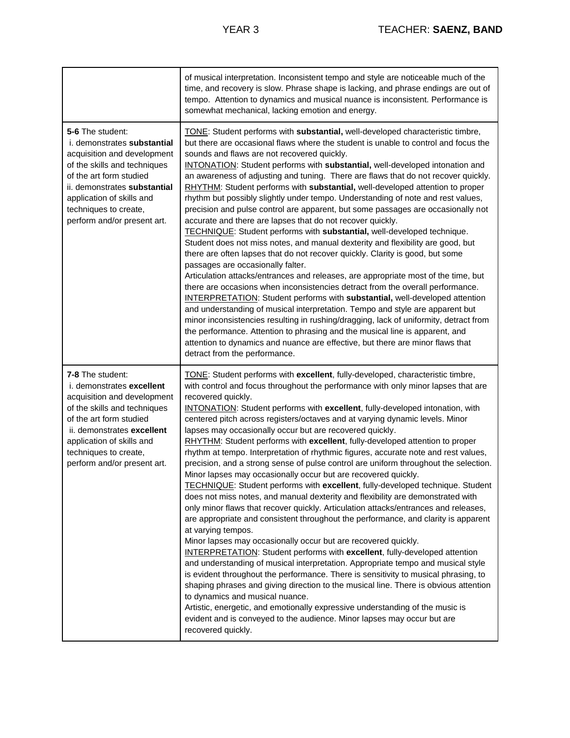| | |
|---|---|
| | of musical interpretation. Inconsistent tempo and style are noticeable much of the time, and recovery is slow. Phrase shape is lacking, and phrase endings are out of tempo. Attention to dynamics and musical nuance is inconsistent. Performance is somewhat mechanical, lacking emotion and energy. |
| **5-6** The student:<br>i. demonstrates **substantial** acquisition and development of the skills and techniques of the art form studied<br>ii. demonstrates **substantial** application of skills and techniques to create, perform and/or present art. | <u>TONE</u>: Student performs with **substantial,** well-developed characteristic timbre, but there are occasional flaws where the student is unable to control and focus the sounds and flaws are not recovered quickly.<br><u>INTONATION</u>: Student performs with **substantial,** well-developed intonation and an awareness of adjusting and tuning. There are flaws that do not recover quickly.<br><u>RHYTHM</u>: Student performs with **substantial,** well-developed attention to proper rhythm but possibly slightly under tempo. Understanding of note and rest values, precision and pulse control are apparent, but some passages are occasionally not accurate and there are lapses that do not recover quickly.<br><u>TECHNIQUE</u>: Student performs with **substantial,** well-developed technique. Student does not miss notes, and manual dexterity and flexibility are good, but there are often lapses that do not recover quickly. Clarity is good, but some passages are occasionally falter.<br>Articulation attacks/entrances and releases, are appropriate most of the time, but there are occasions when inconsistencies detract from the overall performance.<br><u>INTERPRETATION</u>: Student performs with **substantial,** well-developed attention and understanding of musical interpretation. Tempo and style are apparent but minor inconsistencies resulting in rushing/dragging, lack of uniformity, detract from the performance. Attention to phrasing and the musical line is apparent, and attention to dynamics and nuance are effective, but there are minor flaws that detract from the performance. |
| **7-8** The student:<br>i. demonstrates **excellent** acquisition and development of the skills and techniques of the art form studied<br>ii. demonstrates **excellent** application of skills and techniques to create, perform and/or present art. | <u>TONE</u>: Student performs with **excellent**, fully-developed, characteristic timbre, with control and focus throughout the performance with only minor lapses that are recovered quickly.<br><u>INTONATION</u>: Student performs with **excellent**, fully-developed intonation, with centered pitch across registers/octaves and at varying dynamic levels. Minor lapses may occasionally occur but are recovered quickly.<br><u>RHYTHM</u>: Student performs with **excellent**, fully-developed attention to proper rhythm at tempo. Interpretation of rhythmic figures, accurate note and rest values, precision, and a strong sense of pulse control are uniform throughout the selection. Minor lapses may occasionally occur but are recovered quickly.<br><u>TECHNIQUE</u>: Student performs with **excellent**, fully-developed technique. Student does not miss notes, and manual dexterity and flexibility are demonstrated with only minor flaws that recover quickly. Articulation attacks/entrances and releases, are appropriate and consistent throughout the performance, and clarity is apparent at varying tempos.<br>Minor lapses may occasionally occur but are recovered quickly.<br><u>INTERPRETATION</u>: Student performs with **excellent**, fully-developed attention and understanding of musical interpretation. Appropriate tempo and musical style is evident throughout the performance. There is sensitivity to musical phrasing, to shaping phrases and giving direction to the musical line. There is obvious attention to dynamics and musical nuance.<br>Artistic, energetic, and emotionally expressive understanding of the music is evident and is conveyed to the audience. Minor lapses may occur but are recovered quickly. |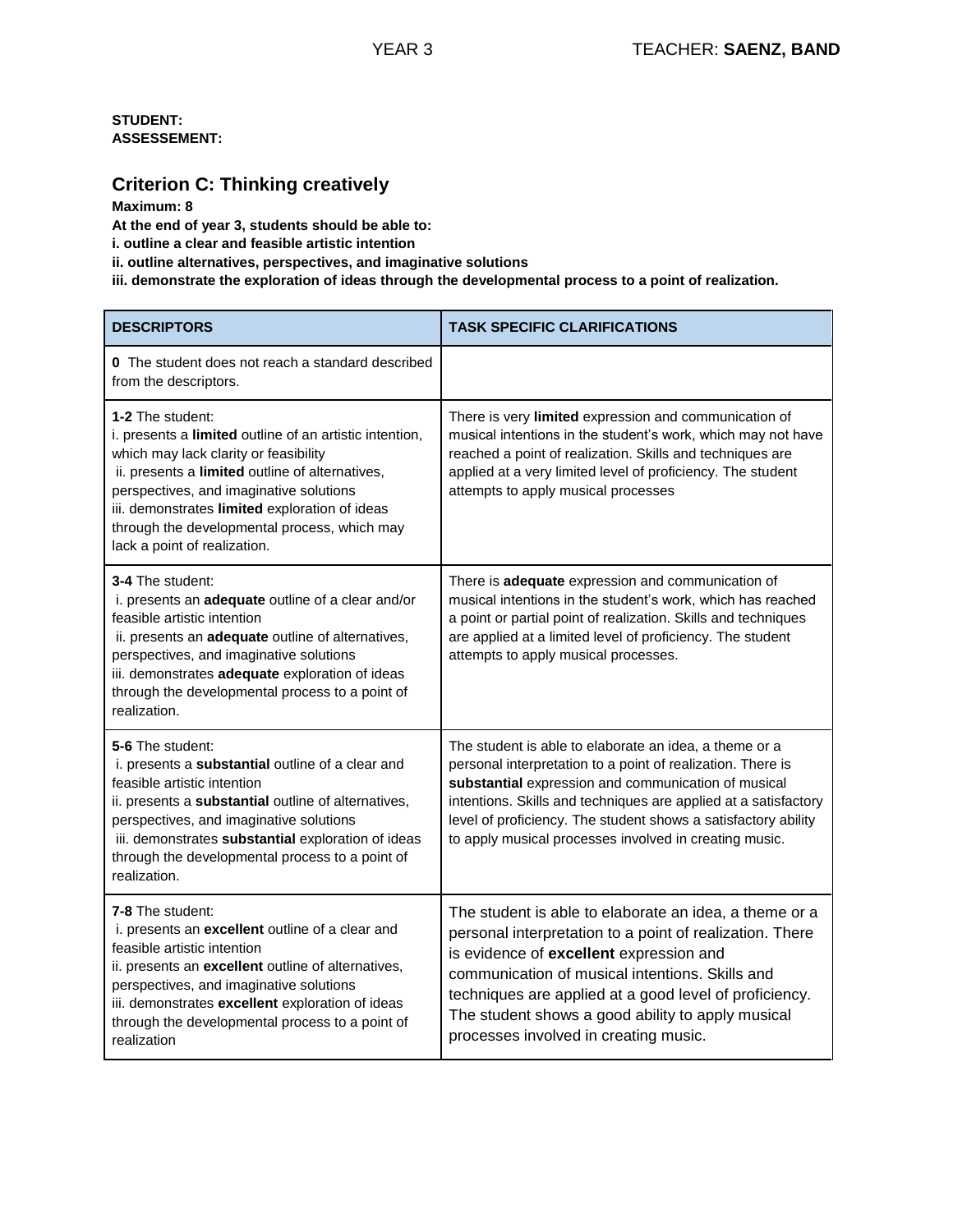**STUDENT:**
**ASSESSEMENT:**

## Criterion C: Thinking creatively

**Maximum: 8**

**At the end of year 3, students should be able to:**

**i. outline a clear and feasible artistic intention**

**ii. outline alternatives, perspectives, and imaginative solutions**

**iii. demonstrate the exploration of ideas through the developmental process to a point of realization.**

| DESCRIPTORS | TASK SPECIFIC CLARIFICATIONS |
|---|---|
| **0** The student does not reach a standard described from the descriptors. | |
| **1-2** The student:<br>i. presents a **limited** outline of an artistic intention, which may lack clarity or feasibility<br>ii. presents a **limited** outline of alternatives, perspectives, and imaginative solutions<br>iii. demonstrates **limited** exploration of ideas through the developmental process, which may lack a point of realization. | There is very **limited** expression and communication of musical intentions in the student's work, which may not have reached a point of realization. Skills and techniques are applied at a very limited level of proficiency. The student attempts to apply musical processes |
| **3-4** The student:<br>i. presents an **adequate** outline of a clear and/or feasible artistic intention<br>ii. presents an **adequate** outline of alternatives, perspectives, and imaginative solutions<br>iii. demonstrates **adequate** exploration of ideas through the developmental process to a point of realization. | There is **adequate** expression and communication of musical intentions in the student's work, which has reached a point or partial point of realization. Skills and techniques are applied at a limited level of proficiency. The student attempts to apply musical processes. |
| **5-6** The student:<br>i. presents a **substantial** outline of a clear and feasible artistic intention<br>ii. presents a **substantial** outline of alternatives, perspectives, and imaginative solutions<br>iii. demonstrates **substantial** exploration of ideas through the developmental process to a point of realization. | The student is able to elaborate an idea, a theme or a personal interpretation to a point of realization. There is **substantial** expression and communication of musical intentions. Skills and techniques are applied at a satisfactory level of proficiency. The student shows a satisfactory ability to apply musical processes involved in creating music. |
| **7-8** The student:<br>i. presents an **excellent** outline of a clear and feasible artistic intention<br>ii. presents an **excellent** outline of alternatives, perspectives, and imaginative solutions<br>iii. demonstrates **excellent** exploration of ideas through the developmental process to a point of realization | The student is able to elaborate an idea, a theme or a personal interpretation to a point of realization. There is evidence of **excellent** expression and communication of musical intentions. Skills and techniques are applied at a good level of proficiency. The student shows a good ability to apply musical processes involved in creating music. |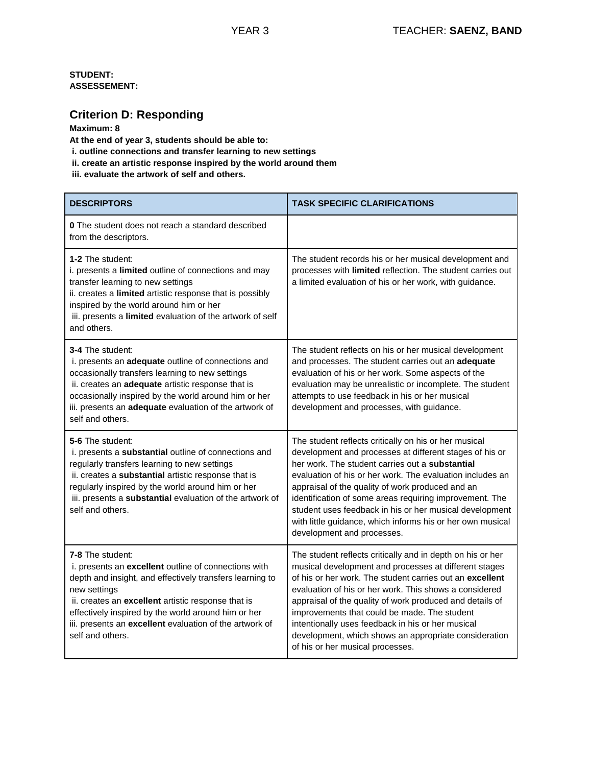**STUDENT:**
**ASSESSEMENT:**

## Criterion D: Responding

**Maximum: 8**

**At the end of year 3, students should be able to:**

**i. outline connections and transfer learning to new settings**

**ii. create an artistic response inspired by the world around them**

**iii. evaluate the artwork of self and others.**

| DESCRIPTORS | TASK SPECIFIC CLARIFICATIONS |
|---|---|
| **0** The student does not reach a standard described from the descriptors. | |
| **1-2** The student:<br>i. presents a **limited** outline of connections and may transfer learning to new settings<br>ii. creates a **limited** artistic response that is possibly inspired by the world around him or her<br>iii. presents a **limited** evaluation of the artwork of self and others. | The student records his or her musical development and processes with **limited** reflection. The student carries out a limited evaluation of his or her work, with guidance. |
| **3-4** The student:<br>i. presents an **adequate** outline of connections and occasionally transfers learning to new settings<br>ii. creates an **adequate** artistic response that is occasionally inspired by the world around him or her<br>iii. presents an **adequate** evaluation of the artwork of self and others. | The student reflects on his or her musical development and processes. The student carries out an **adequate** evaluation of his or her work. Some aspects of the evaluation may be unrealistic or incomplete. The student attempts to use feedback in his or her musical development and processes, with guidance. |
| **5-6** The student:<br>i. presents a **substantial** outline of connections and regularly transfers learning to new settings<br>ii. creates a **substantial** artistic response that is regularly inspired by the world around him or her<br>iii. presents a **substantial** evaluation of the artwork of self and others. | The student reflects critically on his or her musical development and processes at different stages of his or her work. The student carries out a **substantial** evaluation of his or her work. The evaluation includes an appraisal of the quality of work produced and an identification of some areas requiring improvement. The student uses feedback in his or her musical development with little guidance, which informs his or her own musical development and processes. |
| **7-8** The student:<br>i. presents an **excellent** outline of connections with depth and insight, and effectively transfers learning to new settings<br>ii. creates an **excellent** artistic response that is effectively inspired by the world around him or her<br>iii. presents an **excellent** evaluation of the artwork of self and others. | The student reflects critically and in depth on his or her musical development and processes at different stages of his or her work. The student carries out an **excellent** evaluation of his or her work. This shows a considered appraisal of the quality of work produced and details of improvements that could be made. The student intentionally uses feedback in his or her musical development, which shows an appropriate consideration of his or her musical processes. |